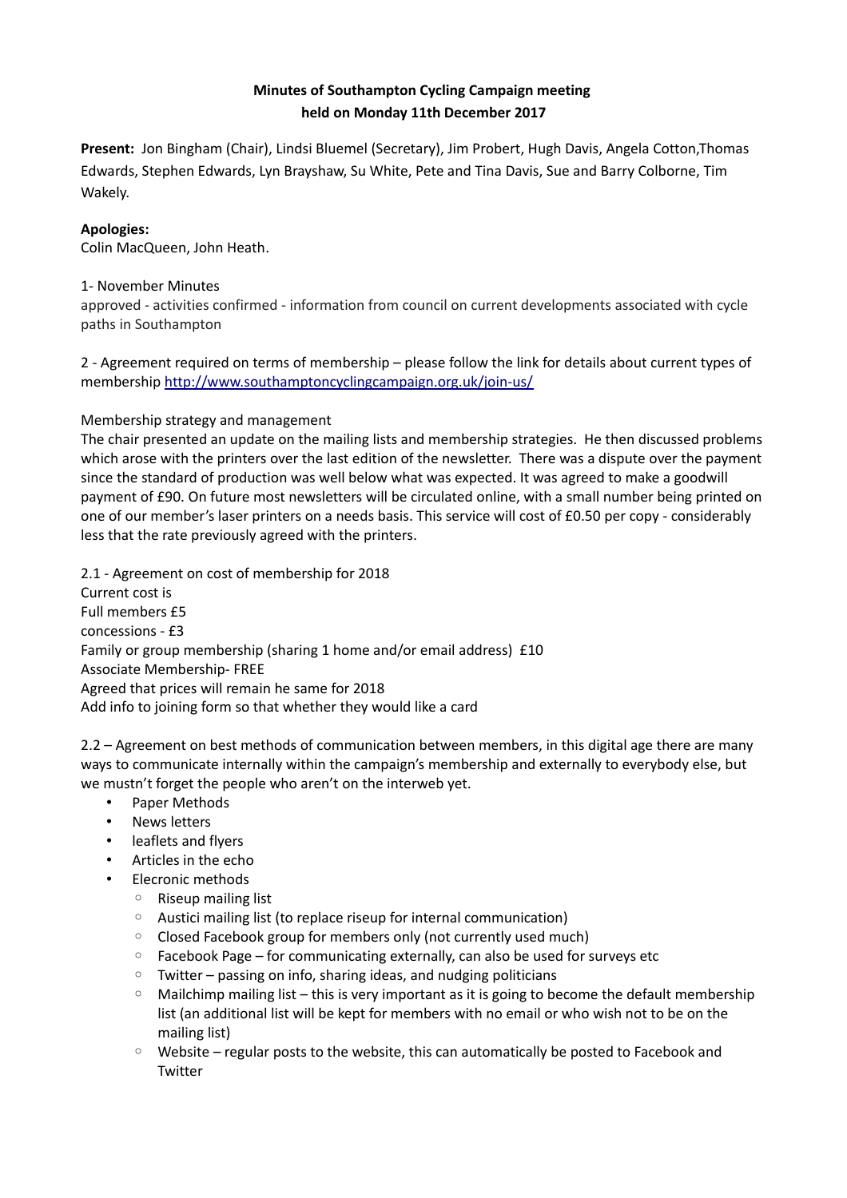**Minutes of Southampton Cycling Campaign meeting**
**held on Monday 11th December 2017**

**Present:** Jon Bingham (Chair), Lindsi Bluemel (Secretary), Jim Probert, Hugh Davis, Angela Cotton,Thomas Edwards, Stephen Edwards, Lyn Brayshaw, Su White, Pete and Tina Davis, Sue and Barry Colborne, Tim Wakely.

**Apologies:**
Colin MacQueen, John Heath.

1- November Minutes
approved - activities confirmed - information from council on current developments associated with cycle paths in Southampton

2 - Agreement required on terms of membership – please follow the link for details about current types of membership http://www.southamptoncyclingcampaign.org.uk/join-us/

Membership strategy and management
The chair presented an update on the mailing lists and membership strategies. He then discussed problems which arose with the printers over the last edition of the newsletter. There was a dispute over the payment since the standard of production was well below what was expected. It was agreed to make a goodwill payment of £90. On future most newsletters will be circulated online, with a small number being printed on one of our member's laser printers on a needs basis. This service will cost of £0.50 per copy - considerably less that the rate previously agreed with the printers.

2.1 - Agreement on cost of membership for 2018
Current cost is
Full members £5
concessions - £3
Family or group membership (sharing 1 home and/or email address) £10
Associate Membership- FREE
Agreed that prices will remain he same for 2018
Add info to joining form so that whether they would like a card

2.2 – Agreement on best methods of communication between members, in this digital age there are many ways to communicate internally within the campaign's membership and externally to everybody else, but we mustn't forget the people who aren't on the interweb yet.

- Paper Methods
- News letters
- leaflets and flyers
- Articles in the echo
- Elecronic methods
  - Riseup mailing list
  - Austici mailing list (to replace riseup for internal communication)
  - Closed Facebook group for members only (not currently used much)
  - Facebook Page – for communicating externally, can also be used for surveys etc
  - Twitter – passing on info, sharing ideas, and nudging politicians
  - Mailchimp mailing list – this is very important as it is going to become the default membership list (an additional list will be kept for members with no email or who wish not to be on the mailing list)
  - Website – regular posts to the website, this can automatically be posted to Facebook and Twitter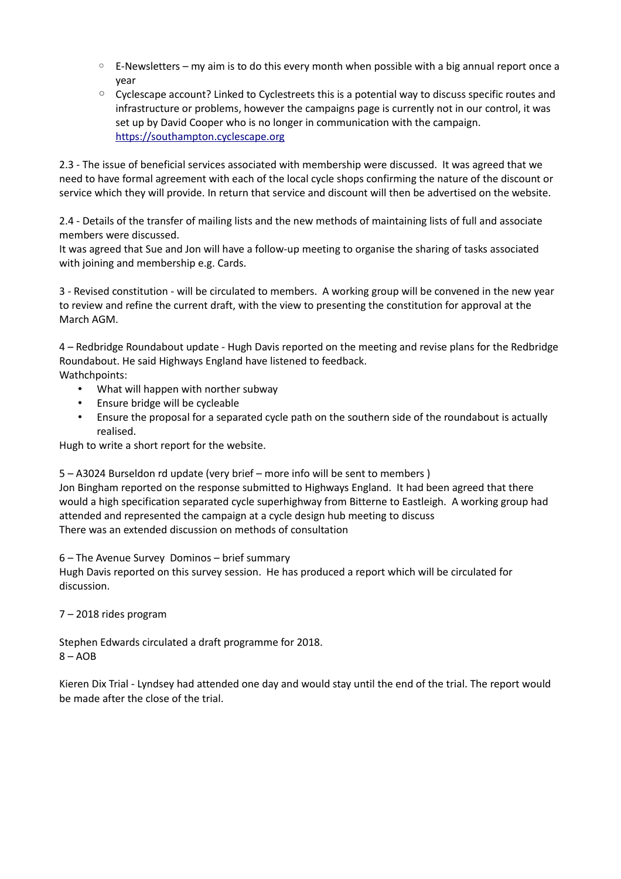- E-Newsletters – my aim is to do this every month when possible with a big annual report once a year
- Cyclescape account? Linked to Cyclestreets this is a potential way to discuss specific routes and infrastructure or problems, however the campaigns page is currently not in our control, it was set up by David Cooper who is no longer in communication with the campaign. https://southampton.cyclescape.org

2.3 - The issue of beneficial services associated with membership were discussed. It was agreed that we need to have formal agreement with each of the local cycle shops confirming the nature of the discount or service which they will provide. In return that service and discount will then be advertised on the website.

2.4 - Details of the transfer of mailing lists and the new methods of maintaining lists of full and associate members were discussed.
It was agreed that Sue and Jon will have a follow-up meeting to organise the sharing of tasks associated with joining and membership e.g. Cards.

3 - Revised constitution - will be circulated to members. A working group will be convened in the new year to review and refine the current draft, with the view to presenting the constitution for approval at the March AGM.

4 – Redbridge Roundabout update - Hugh Davis reported on the meeting and revise plans for the Redbridge Roundabout. He said Highways England have listened to feedback.
Wathchpoints:

- What will happen with norther subway
- Ensure bridge will be cycleable
- Ensure the proposal for a separated cycle path on the southern side of the roundabout is actually realised.

Hugh to write a short report for the website.

5 – A3024 Burseldon rd update (very brief – more info will be sent to members )
Jon Bingham reported on the response submitted to Highways England. It had been agreed that there would a high specification separated cycle superhighway from Bitterne to Eastleigh. A working group had attended and represented the campaign at a cycle design hub meeting to discuss
There was an extended discussion on methods of consultation

6 – The Avenue Survey Dominos – brief summary
Hugh Davis reported on this survey session. He has produced a report which will be circulated for discussion.

7 – 2018 rides program

Stephen Edwards circulated a draft programme for 2018.
8 – AOB

Kieren Dix Trial - Lyndsey had attended one day and would stay until the end of the trial. The report would be made after the close of the trial.